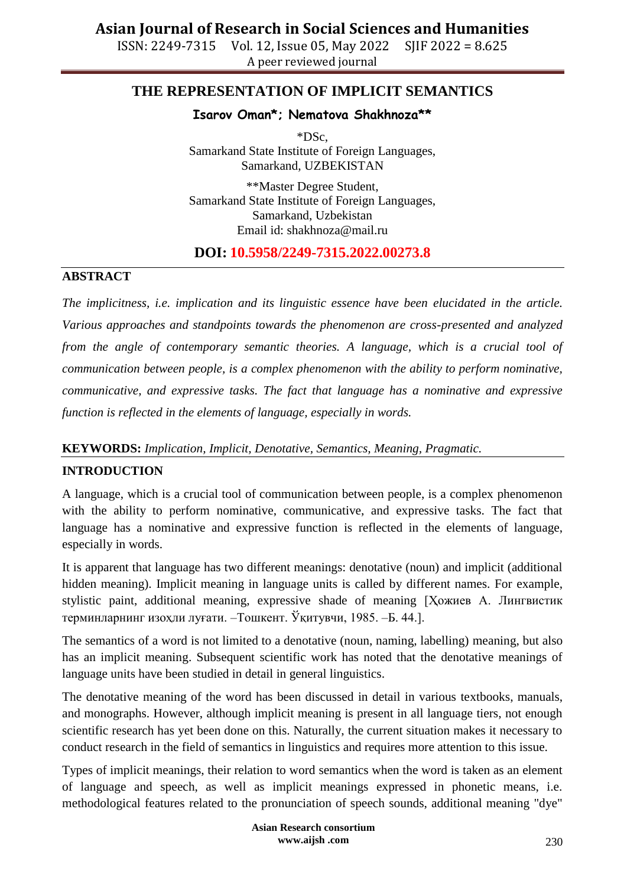# THE REPRESENTATION OF IMPLICIT SEMANTICS

**Isarov Oman*; Nematova Shakhnoza****

*DSc,
Samarkand State Institute of Foreign Languages,
Samarkand, UZBEKISTAN

**Master Degree Student,
Samarkand State Institute of Foreign Languages,
Samarkand, Uzbekistan
Email id: shakhnoza@mail.ru

**DOI: 10.5958/2249-7315.2022.00273.8**

## ABSTRACT

*The implicitness, i.e. implication and its linguistic essence have been elucidated in the article. Various approaches and standpoints towards the phenomenon are cross-presented and analyzed from the angle of contemporary semantic theories. A language, which is a crucial tool of communication between people, is a complex phenomenon with the ability to perform nominative, communicative, and expressive tasks. The fact that language has a nominative and expressive function is reflected in the elements of language, especially in words.*

**KEYWORDS:** *Implication, Implicit, Denotative, Semantics, Meaning, Pragmatic.*

## INTRODUCTION

A language, which is a crucial tool of communication between people, is a complex phenomenon with the ability to perform nominative, communicative, and expressive tasks. The fact that language has a nominative and expressive function is reflected in the elements of language, especially in words.

It is apparent that language has two different meanings: denotative (noun) and implicit (additional hidden meaning). Implicit meaning in language units is called by different names. For example, stylistic paint, additional meaning, expressive shade of meaning [Ҳожиев А. Лингвистик терминларнинг изоҳли луғати. –Тошкент. Ўқитувчи, 1985. –Б. 44.].

The semantics of a word is not limited to a denotative (noun, naming, labelling) meaning, but also has an implicit meaning. Subsequent scientific work has noted that the denotative meanings of language units have been studied in detail in general linguistics.

The denotative meaning of the word has been discussed in detail in various textbooks, manuals, and monographs. However, although implicit meaning is present in all language tiers, not enough scientific research has yet been done on this. Naturally, the current situation makes it necessary to conduct research in the field of semantics in linguistics and requires more attention to this issue.

Types of implicit meanings, their relation to word semantics when the word is taken as an element of language and speech, as well as implicit meanings expressed in phonetic means, i.e. methodological features related to the pronunciation of speech sounds, additional meaning "dye"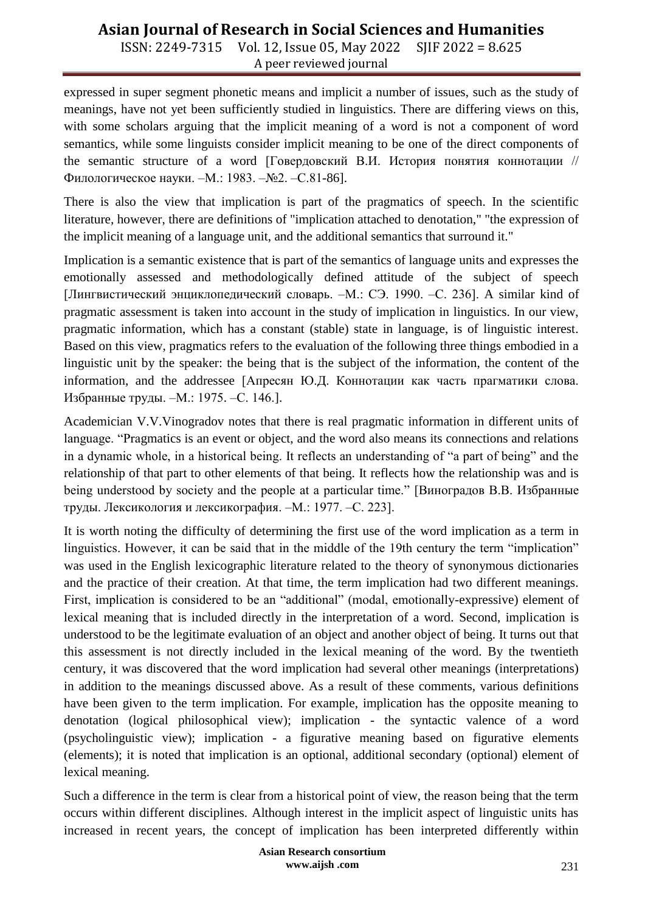expressed in super segment phonetic means and implicit a number of issues, such as the study of meanings, have not yet been sufficiently studied in linguistics. There are differing views on this, with some scholars arguing that the implicit meaning of a word is not a component of word semantics, while some linguists consider implicit meaning to be one of the direct components of the semantic structure of a word [Говердовский В.И. История понятия коннотации // Филологическое науки. –М.: 1983. –№2. –С.81-86].

There is also the view that implication is part of the pragmatics of speech. In the scientific literature, however, there are definitions of "implication attached to denotation," "the expression of the implicit meaning of a language unit, and the additional semantics that surround it."

Implication is a semantic existence that is part of the semantics of language units and expresses the emotionally assessed and methodologically defined attitude of the subject of speech [Лингвистический энциклопедический словарь. –М.: СЭ. 1990. –С. 236]. A similar kind of pragmatic assessment is taken into account in the study of implication in linguistics. In our view, pragmatic information, which has a constant (stable) state in language, is of linguistic interest. Based on this view, pragmatics refers to the evaluation of the following three things embodied in a linguistic unit by the speaker: the being that is the subject of the information, the content of the information, and the addressee [Апресян Ю.Д. Коннотации как часть прагматики слова. Избранные труды. –М.: 1975. –С. 146.].

Academician V.V.Vinogradov notes that there is real pragmatic information in different units of language. "Pragmatics is an event or object, and the word also means its connections and relations in a dynamic whole, in a historical being. It reflects an understanding of "a part of being" and the relationship of that part to other elements of that being. It reflects how the relationship was and is being understood by society and the people at a particular time." [Виноградов В.В. Избранные труды. Лексикология и лексикография. –М.: 1977. –С. 223].

It is worth noting the difficulty of determining the first use of the word implication as a term in linguistics. However, it can be said that in the middle of the 19th century the term "implication" was used in the English lexicographic literature related to the theory of synonymous dictionaries and the practice of their creation. At that time, the term implication had two different meanings. First, implication is considered to be an "additional" (modal, emotionally-expressive) element of lexical meaning that is included directly in the interpretation of a word. Second, implication is understood to be the legitimate evaluation of an object and another object of being. It turns out that this assessment is not directly included in the lexical meaning of the word. By the twentieth century, it was discovered that the word implication had several other meanings (interpretations) in addition to the meanings discussed above. As a result of these comments, various definitions have been given to the term implication. For example, implication has the opposite meaning to denotation (logical philosophical view); implication - the syntactic valence of a word (psycholinguistic view); implication - a figurative meaning based on figurative elements (elements); it is noted that implication is an optional, additional secondary (optional) element of lexical meaning.

Such a difference in the term is clear from a historical point of view, the reason being that the term occurs within different disciplines. Although interest in the implicit aspect of linguistic units has increased in recent years, the concept of implication has been interpreted differently within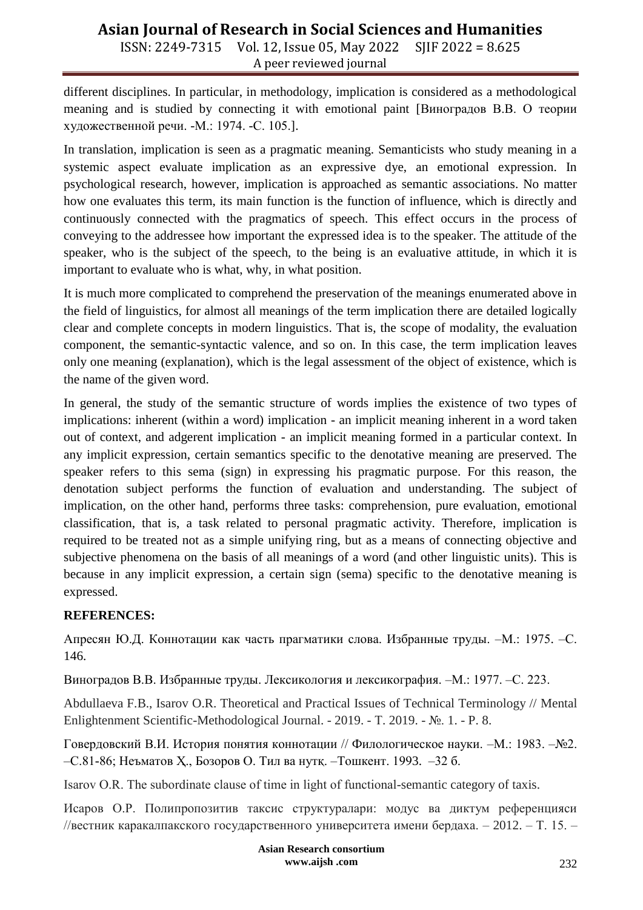different disciplines. In particular, in methodology, implication is considered as a methodological meaning and is studied by connecting it with emotional paint [Виноградов В.В. О теории художественной речи. -М.: 1974. -С. 105.].

In translation, implication is seen as a pragmatic meaning. Semanticists who study meaning in a systemic aspect evaluate implication as an expressive dye, an emotional expression. In psychological research, however, implication is approached as semantic associations. No matter how one evaluates this term, its main function is the function of influence, which is directly and continuously connected with the pragmatics of speech. This effect occurs in the process of conveying to the addressee how important the expressed idea is to the speaker. The attitude of the speaker, who is the subject of the speech, to the being is an evaluative attitude, in which it is important to evaluate who is what, why, in what position.

It is much more complicated to comprehend the preservation of the meanings enumerated above in the field of linguistics, for almost all meanings of the term implication there are detailed logically clear and complete concepts in modern linguistics. That is, the scope of modality, the evaluation component, the semantic-syntactic valence, and so on. In this case, the term implication leaves only one meaning (explanation), which is the legal assessment of the object of existence, which is the name of the given word.

In general, the study of the semantic structure of words implies the existence of two types of implications: inherent (within a word) implication - an implicit meaning inherent in a word taken out of context, and adgerent implication - an implicit meaning formed in a particular context. In any implicit expression, certain semantics specific to the denotative meaning are preserved. The speaker refers to this sema (sign) in expressing his pragmatic purpose. For this reason, the denotation subject performs the function of evaluation and understanding. The subject of implication, on the other hand, performs three tasks: comprehension, pure evaluation, emotional classification, that is, a task related to personal pragmatic activity. Therefore, implication is required to be treated not as a simple unifying ring, but as a means of connecting objective and subjective phenomena on the basis of all meanings of a word (and other linguistic units). This is because in any implicit expression, a certain sign (sema) specific to the denotative meaning is expressed.

**REFERENCES:**

Апресян Ю.Д. Коннотации как часть прагматики слова. Избранные труды. –М.: 1975. –С. 146.

Виноградов В.В. Избранные труды. Лексикология и лексикография. –М.: 1977. –С. 223.

Abdullaeva F.B., Isarov O.R. Theoretical and Practical Issues of Technical Terminology // Mental Enlightenment Scientific-Methodological Journal. - 2019. - Т. 2019. - №. 1. - P. 8.

Говердовский В.И. История понятия коннотации // Филологическое науки. –М.: 1983. –№2. –С.81-86; Неъматов Ҳ., Бозоров О. Тил ва нутқ. –Тошкент. 1993. –32 б.

Isarov O.R. The subordinate clause of time in light of functional-semantic category of taxis.

Исаров О.Р. Полипропозитив таксис структуралари: модус ва диктум референцияси //вестник каракалпакского государственного университета имени бердаха. – 2012. – Т. 15. –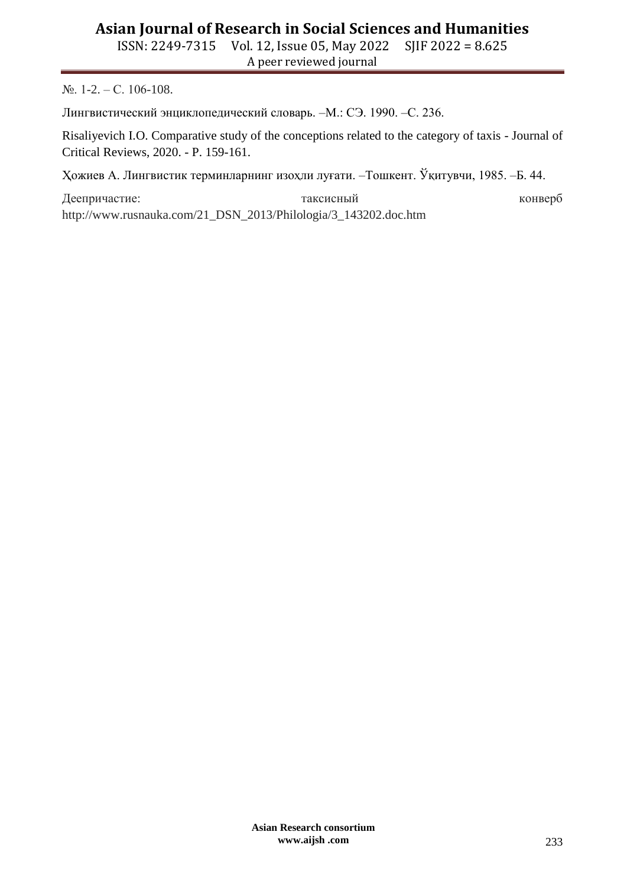№. 1-2. – С. 106-108.

Лингвистический энциклопедический словарь. –М.: СЭ. 1990. –С. 236.

Risaliyevich I.O. Comparative study of the conceptions related to the category of taxis - Journal of Critical Reviews, 2020. - P. 159-161.

Ҳожиев А. Лингвистик терминларнинг изоҳли луғати. –Тошкент. Ўқитувчи, 1985. –Б. 44.

Деепричастие: таксисный конверб http://www.rusnauka.com/21_DSN_2013/Philologia/3_143202.doc.htm